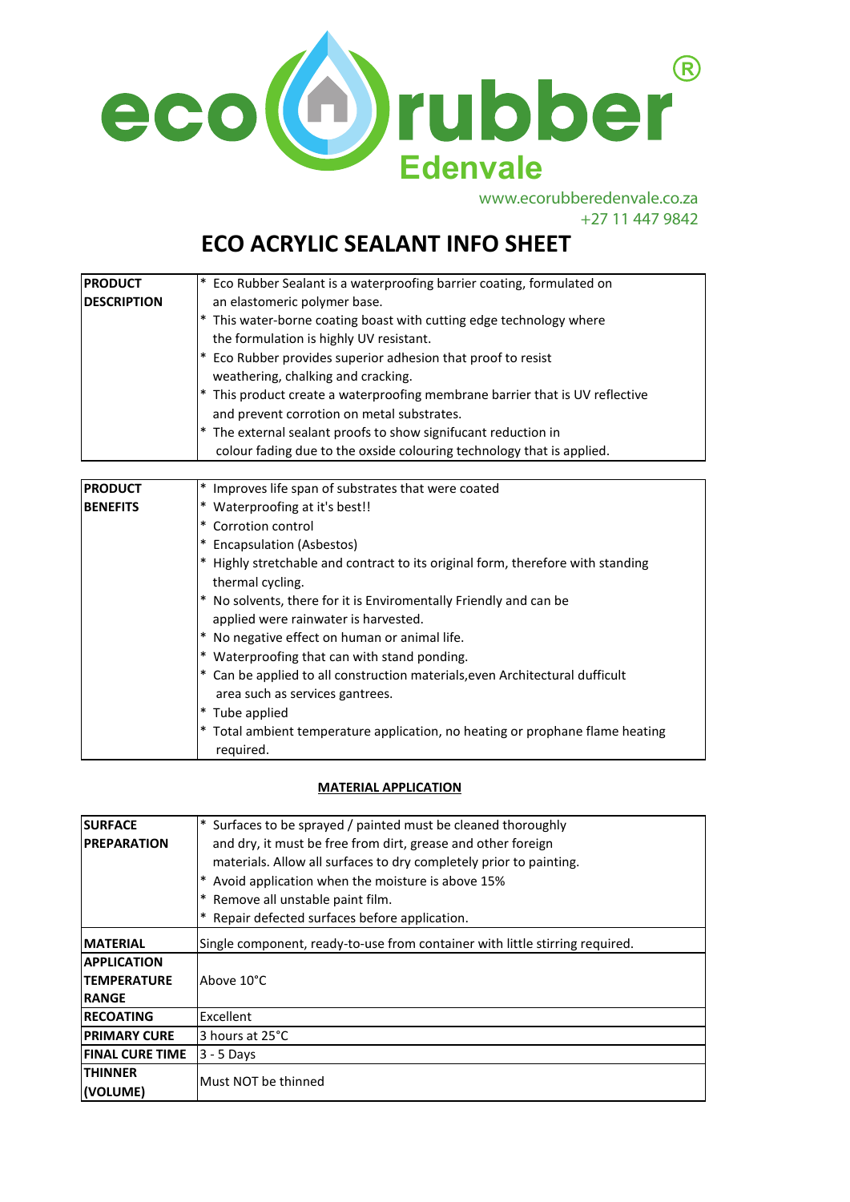eco rubber®
Edenvale

www.ecorubberedenvale.co.za
+27 11 447 9842

# ECO ACRYLIC SEALANT INFO SHEET

| | |
|---|---|
| **PRODUCT DESCRIPTION** | * Eco Rubber Sealant is a waterproofing barrier coating, formulated on an elastomeric polymer base.<br>* This water-borne coating boast with cutting edge technology where the formulation is highly UV resistant.<br>* Eco Rubber provides superior adhesion that proof to resist weathering, chalking and cracking.<br>* This product create a waterproofing membrane barrier that is UV reflective and prevent corrotion on metal substrates.<br>* The external sealant proofs to show significant reduction in colour fading due to the oxside colouring technology that is applied. |

| | |
|---|---|
| **PRODUCT BENEFITS** | * Improves life span of substrates that were coated<br>* Waterproofing at it's best!!<br>* Corrotion control<br>* Encapsulation (Asbestos)<br>* Highly stretchable and contract to its original form, therefore with standing thermal cycling.<br>* No solvents, there for it is Enviromentally Friendly and can be applied were rainwater is harvested.<br>* No negative effect on human or animal life.<br>* Waterproofing that can with stand ponding.<br>* Can be applied to all construction materials,even Architectural dufficult area such as services gantrees.<br>* Tube applied<br>* Total ambient temperature application, no heating or prophane flame heating required. |

## MATERIAL APPLICATION

| | |
|---|---|
| **SURFACE PREPARATION** | * Surfaces to be sprayed / painted must be cleaned thoroughly and dry, it must be free from dirt, grease and other foreign materials. Allow all surfaces to dry completely prior to painting.<br>* Avoid application when the moisture is above 15%<br>* Remove all unstable paint film.<br>* Repair defected surfaces before application. |
| **MATERIAL** | Single component, ready-to-use from container with little stirring required. |
| **APPLICATION TEMPERATURE RANGE** | Above 10°C |
| **RECOATING** | Excellent |
| **PRIMARY CURE** | 3 hours at 25°C |
| **FINAL CURE TIME** | 3 - 5 Days |
| **THINNER (VOLUME)** | Must NOT be thinned |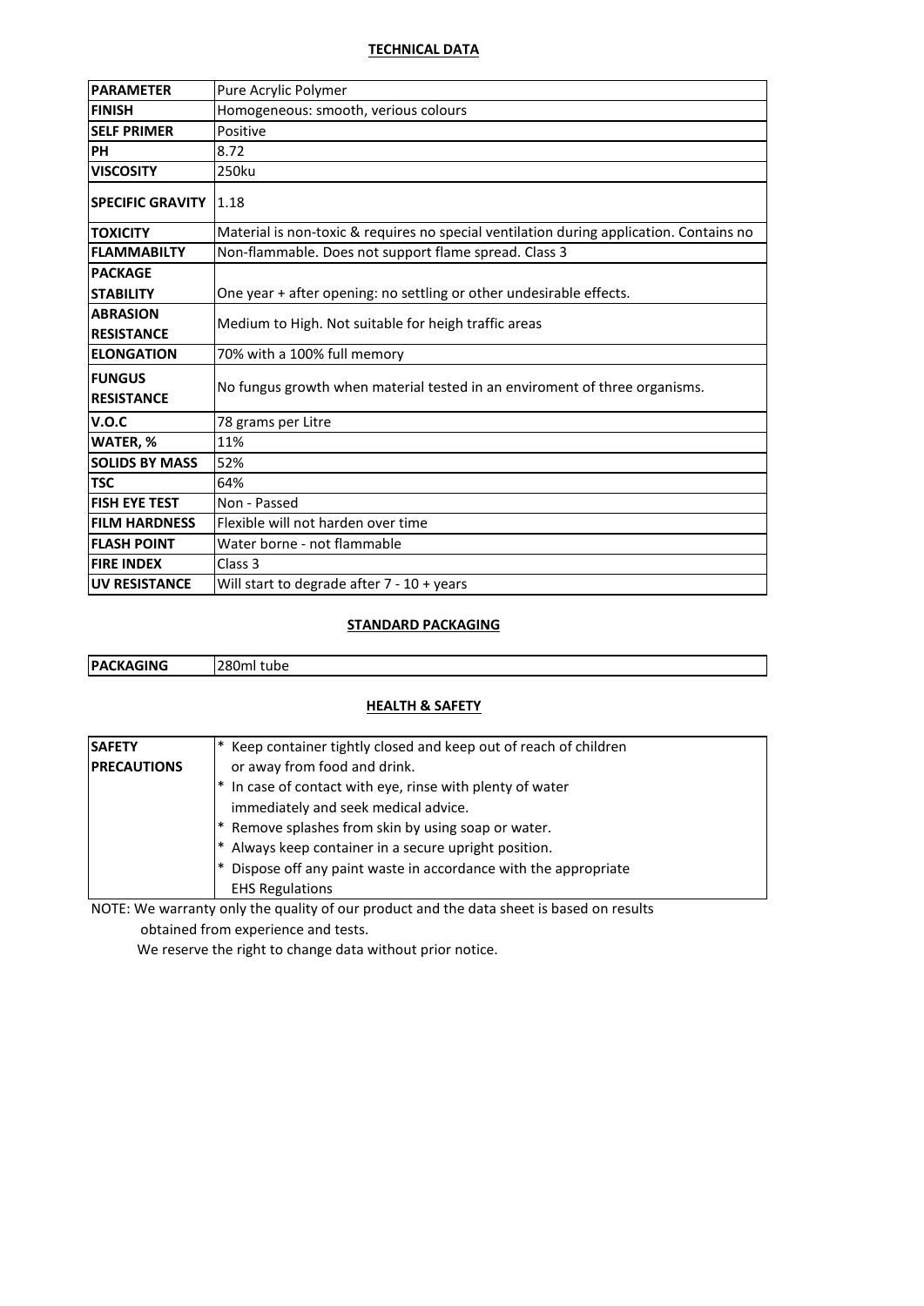**TECHNICAL DATA**

| | |
|---|---|
| **PARAMETER** | Pure Acrylic Polymer |
| **FINISH** | Homogeneous: smooth, verious colours |
| **SELF PRIMER** | Positive |
| **PH** | 8.72 |
| **VISCOSITY** | 250ku |
| **SPECIFIC GRAVITY** | 1.18 |
| **TOXICITY** | Material is non-toxic & requires no special ventilation during application. Contains no |
| **FLAMMABILTY** | Non-flammable. Does not support flame spread. Class 3 |
| **PACKAGE STABILITY** | One year + after opening: no settling or other undesirable effects. |
| **ABRASION RESISTANCE** | Medium to High. Not suitable for heigh traffic areas |
| **ELONGATION** | 70% with a 100% full memory |
| **FUNGUS RESISTANCE** | No fungus growth when material tested in an enviroment of three organisms. |
| **V.O.C** | 78 grams per Litre |
| **WATER, %** | 11% |
| **SOLIDS BY MASS** | 52% |
| **TSC** | 64% |
| **FISH EYE TEST** | Non - Passed |
| **FILM HARDNESS** | Flexible will not harden over time |
| **FLASH POINT** | Water borne - not flammable |
| **FIRE INDEX** | Class 3 |
| **UV RESISTANCE** | Will start to degrade after 7 - 10 + years |

**STANDARD PACKAGING**

| | |
|---|---|
| **PACKAGING** | 280ml tube |

**HEALTH & SAFETY**

| | |
|---|---|
| **SAFETY PRECAUTIONS** | * Keep container tightly closed and keep out of reach of children or away from food and drink.<br>* In case of contact with eye, rinse with plenty of water immediately and seek medical advice.<br>* Remove splashes from skin by using soap or water.<br>* Always keep container in a secure upright position.<br>* Dispose off any paint waste in accordance with the appropriate EHS Regulations |

NOTE: We warranty only the quality of our product and the data sheet is based on results obtained from experience and tests.
We reserve the right to change data without prior notice.